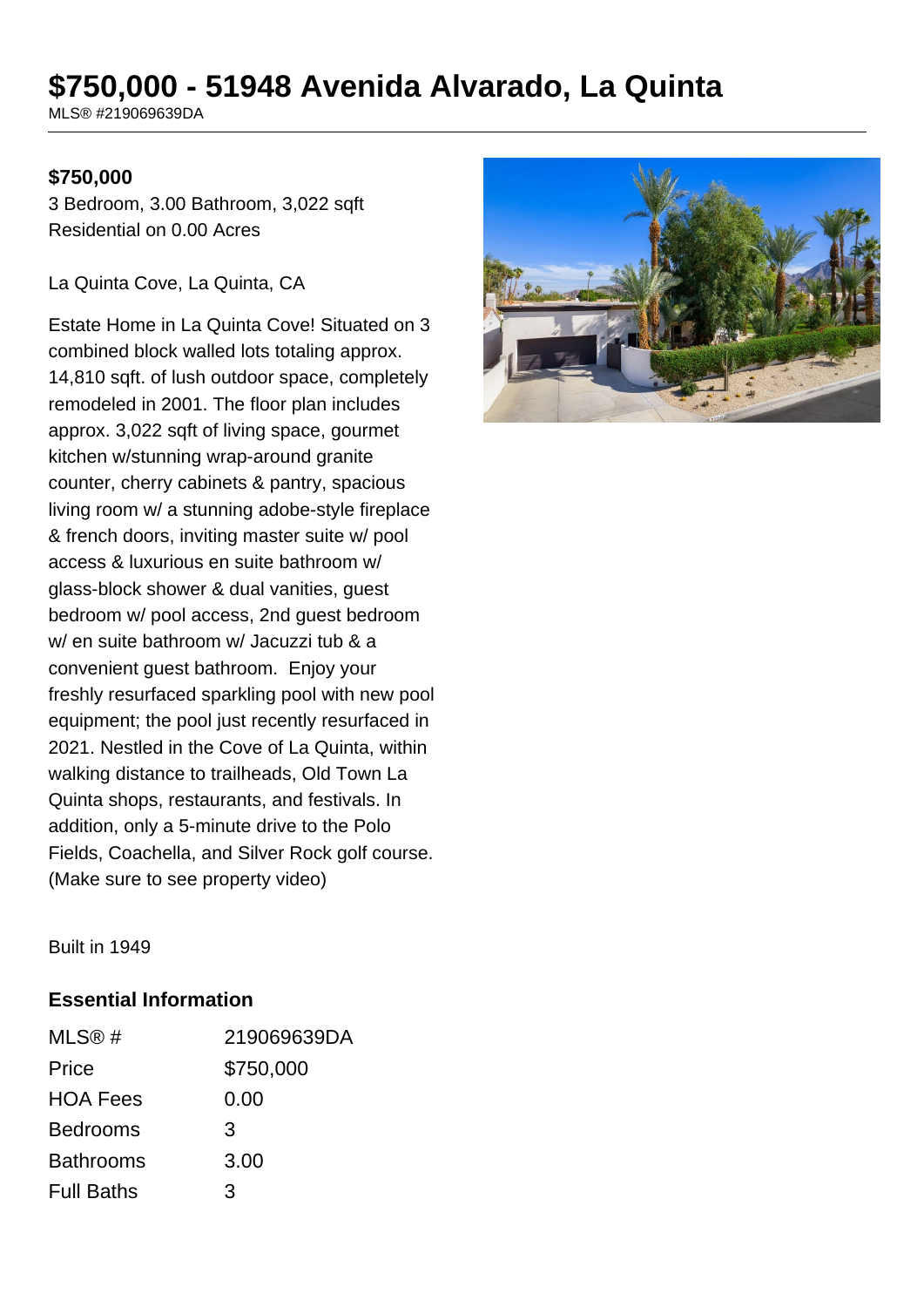# $750,000 - 51948 Avenida Alvarado, La Quinta

MLS® #219069639DA

**$750,000**

3 Bedroom, 3.00 Bathroom, 3,022 sqft
Residential on 0.00 Acres

La Quinta Cove, La Quinta, CA

Estate Home in La Quinta Cove! Situated on 3 combined block walled lots totaling approx. 14,810 sqft. of lush outdoor space, completely remodeled in 2001. The floor plan includes approx. 3,022 sqft of living space, gourmet kitchen w/stunning wrap-around granite counter, cherry cabinets & pantry, spacious living room w/ a stunning adobe-style fireplace & french doors, inviting master suite w/ pool access & luxurious en suite bathroom w/ glass-block shower & dual vanities, guest bedroom w/ pool access, 2nd guest bedroom w/ en suite bathroom w/ Jacuzzi tub & a convenient guest bathroom. Enjoy your freshly resurfaced sparkling pool with new pool equipment; the pool just recently resurfaced in 2021. Nestled in the Cove of La Quinta, within walking distance to trailheads, Old Town La Quinta shops, restaurants, and festivals. In addition, only a 5-minute drive to the Polo Fields, Coachella, and Silver Rock golf course. (Make sure to see property video)

Built in 1949

## Essential Information

| | |
|---|---|
| MLS® # | 219069639DA |
| Price | $750,000 |
| HOA Fees | 0.00 |
| Bedrooms | 3 |
| Bathrooms | 3.00 |
| Full Baths | 3 |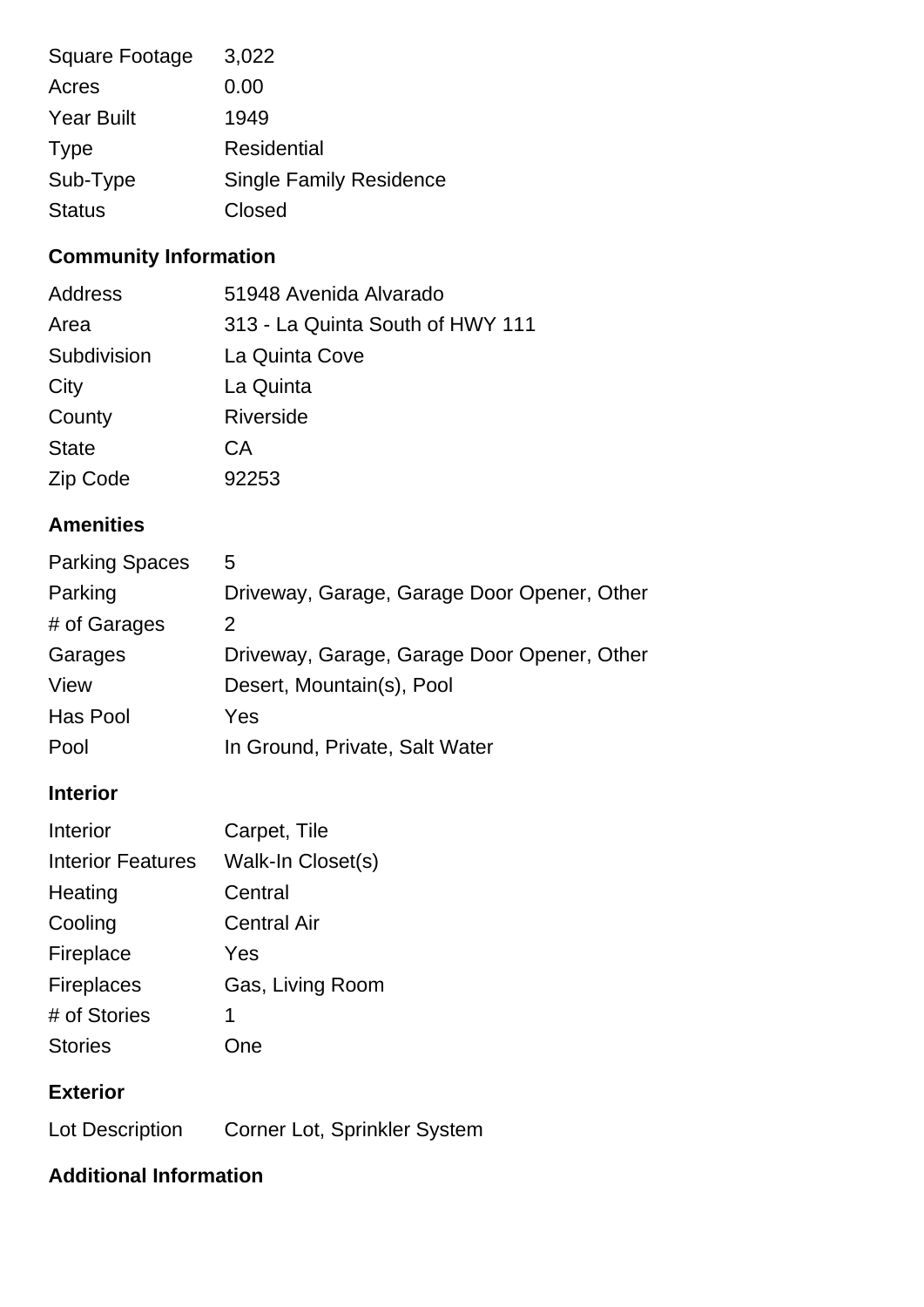| | |
|---|---|
| Square Footage | 3,022 |
| Acres | 0.00 |
| Year Built | 1949 |
| Type | Residential |
| Sub-Type | Single Family Residence |
| Status | Closed |

## Community Information

| | |
|---|---|
| Address | 51948 Avenida Alvarado |
| Area | 313 - La Quinta South of HWY 111 |
| Subdivision | La Quinta Cove |
| City | La Quinta |
| County | Riverside |
| State | CA |
| Zip Code | 92253 |

## Amenities

| | |
|---|---|
| Parking Spaces | 5 |
| Parking | Driveway, Garage, Garage Door Opener, Other |
| # of Garages | 2 |
| Garages | Driveway, Garage, Garage Door Opener, Other |
| View | Desert, Mountain(s), Pool |
| Has Pool | Yes |
| Pool | In Ground, Private, Salt Water |

## Interior

| | |
|---|---|
| Interior | Carpet, Tile |
| Interior Features | Walk-In Closet(s) |
| Heating | Central |
| Cooling | Central Air |
| Fireplace | Yes |
| Fireplaces | Gas, Living Room |
| # of Stories | 1 |
| Stories | One |

## Exterior

| | |
|---|---|
| Lot Description | Corner Lot, Sprinkler System |

## Additional Information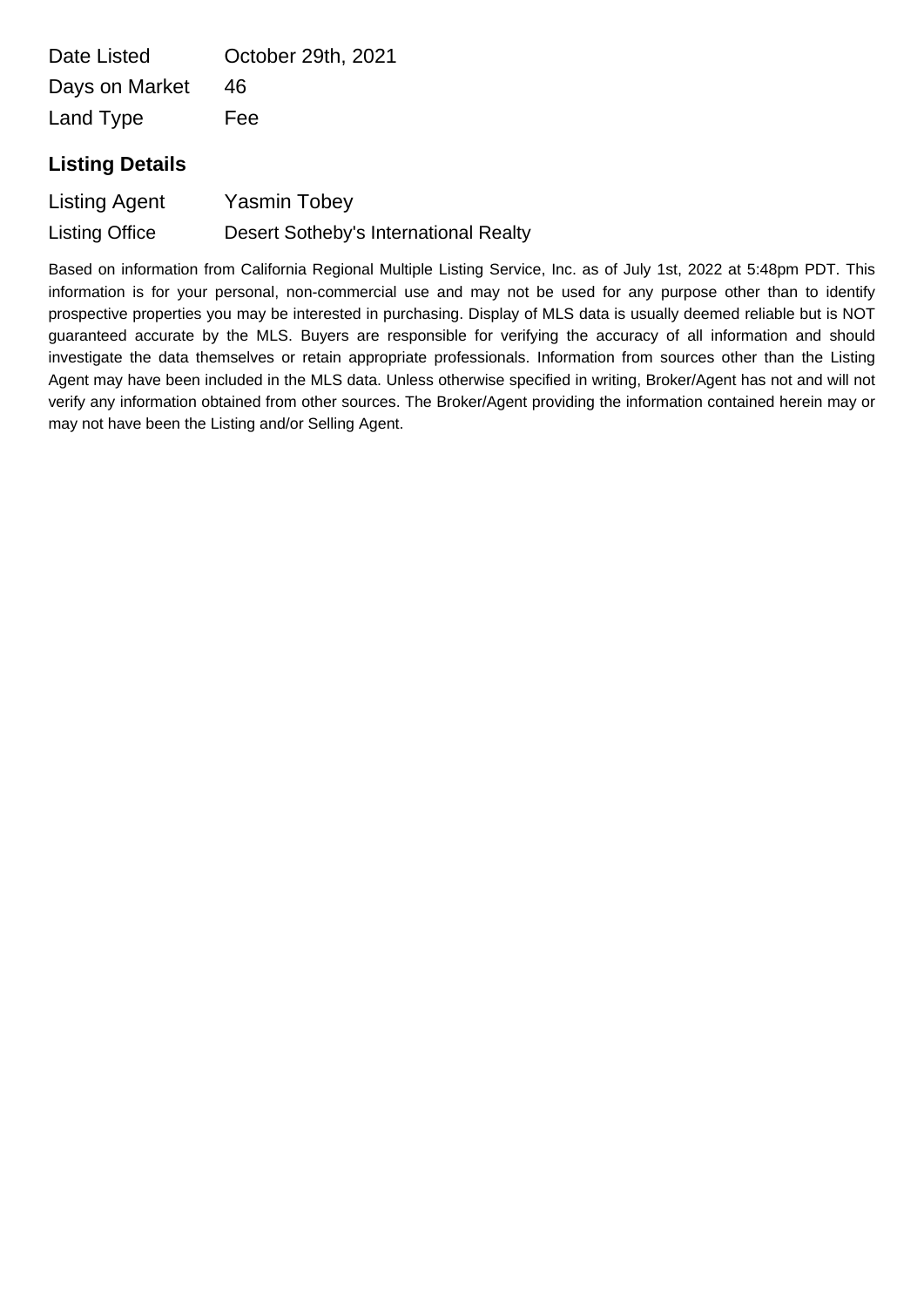| | |
|---|---|
| Date Listed | October 29th, 2021 |
| Days on Market | 46 |
| Land Type | Fee |

## Listing Details

| | |
|---|---|
| Listing Agent | Yasmin Tobey |
| Listing Office | Desert Sotheby's International Realty |

Based on information from California Regional Multiple Listing Service, Inc. as of July 1st, 2022 at 5:48pm PDT. This information is for your personal, non-commercial use and may not be used for any purpose other than to identify prospective properties you may be interested in purchasing. Display of MLS data is usually deemed reliable but is NOT guaranteed accurate by the MLS. Buyers are responsible for verifying the accuracy of all information and should investigate the data themselves or retain appropriate professionals. Information from sources other than the Listing Agent may have been included in the MLS data. Unless otherwise specified in writing, Broker/Agent has not and will not verify any information obtained from other sources. The Broker/Agent providing the information contained herein may or may not have been the Listing and/or Selling Agent.